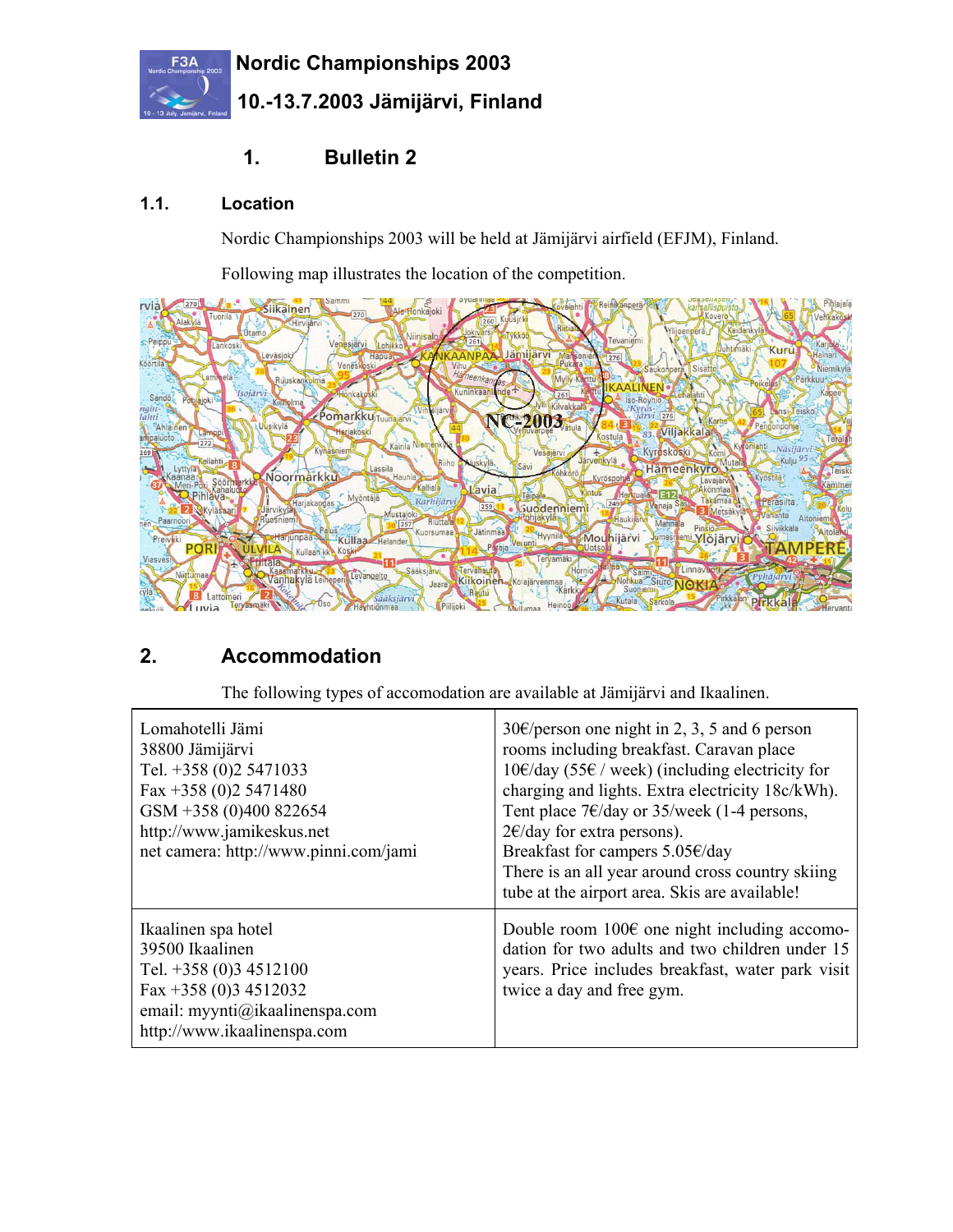# Nordic Championships 2003

# 10.-13.7.2003 Jämijärvi, Finland

## 1. Bulletin 2

### 1.1. Location

Nordic Championships 2003 will be held at Jämijärvi airfield (EFJM), Finland.

Following map illustrates the location of the competition.

## 2. Accommodation

The following types of accomodation are available at Jämijärvi and Ikaalinen.

| | |
|---|---|
| Lomahotelli Jämi<br>38800 Jämijärvi<br>Tel. +358 (0)2 5471033<br>Fax +358 (0)2 5471480<br>GSM +358 (0)400 822654<br>http://www.jamikeskus.net<br>net camera: http://www.pinni.com/jami | 30€/person one night in 2, 3, 5 and 6 person rooms including breakfast. Caravan place 10€/day (55€ / week) (including electricity for charging and lights. Extra electricity 18c/kWh). Tent place 7€/day or 35/week (1-4 persons, 2€/day for extra persons).<br>Breakfast for campers 5.05€/day<br>There is an all year around cross country skiing tube at the airport area. Skis are available! |
| Ikaalinen spa hotel<br>39500 Ikaalinen<br>Tel. +358 (0)3 4512100<br>Fax +358 (0)3 4512032<br>email: myynti@ikaalinenspa.com<br>http://www.ikaalinenspa.com | Double room 100€ one night including accomodation for two adults and two children under 15 years. Price includes breakfast, water park visit twice a day and free gym. |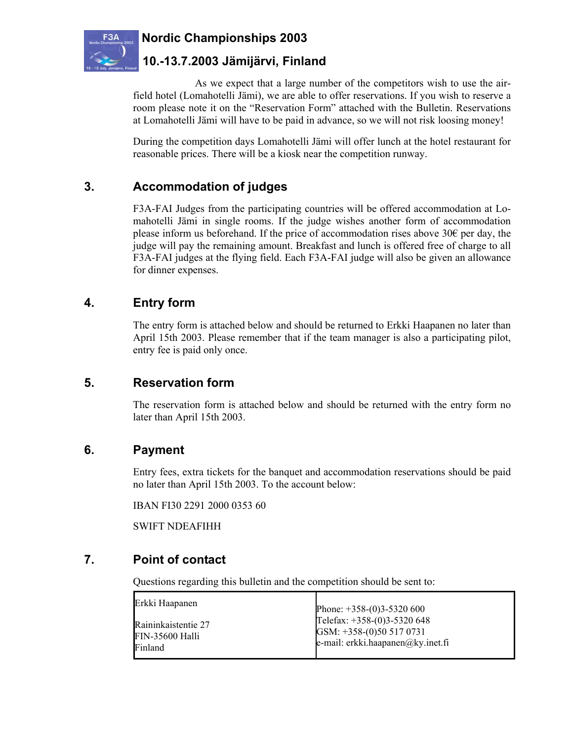As we expect that a large number of the competitors wish to use the air-field hotel (Lomahotelli Jämi), we are able to offer reservations. If you wish to reserve a room please note it on the "Reservation Form" attached with the Bulletin. Reservations at Lomahotelli Jämi will have to be paid in advance, so we will not risk loosing money!

During the competition days Lomahotelli Jämi will offer lunch at the hotel restaurant for reasonable prices. There will be a kiosk near the competition runway.

## 3. Accommodation of judges

F3A-FAI Judges from the participating countries will be offered accommodation at Lomahotelli Jämi in single rooms. If the judge wishes another form of accommodation please inform us beforehand. If the price of accommodation rises above 30€ per day, the judge will pay the remaining amount. Breakfast and lunch is offered free of charge to all F3A-FAI judges at the flying field. Each F3A-FAI judge will also be given an allowance for dinner expenses.

## 4. Entry form

The entry form is attached below and should be returned to Erkki Haapanen no later than April 15th 2003. Please remember that if the team manager is also a participating pilot, entry fee is paid only once.

## 5. Reservation form

The reservation form is attached below and should be returned with the entry form no later than April 15th 2003.

## 6. Payment

Entry fees, extra tickets for the banquet and accommodation reservations should be paid no later than April 15th 2003. To the account below:

IBAN FI30 2291 2000 0353 60

SWIFT NDEAFIHH

## 7. Point of contact

Questions regarding this bulletin and the competition should be sent to:

| | |
|---|---|
| Erkki Haapanen<br><br>Raininkaistentie 27<br>FIN-35600 Halli<br>Finland | Phone: +358-(0)3-5320 600<br>Telefax: +358-(0)3-5320 648<br>GSM: +358-(0)50 517 0731<br>e-mail: erkki.haapanen@ky.inet.fi |